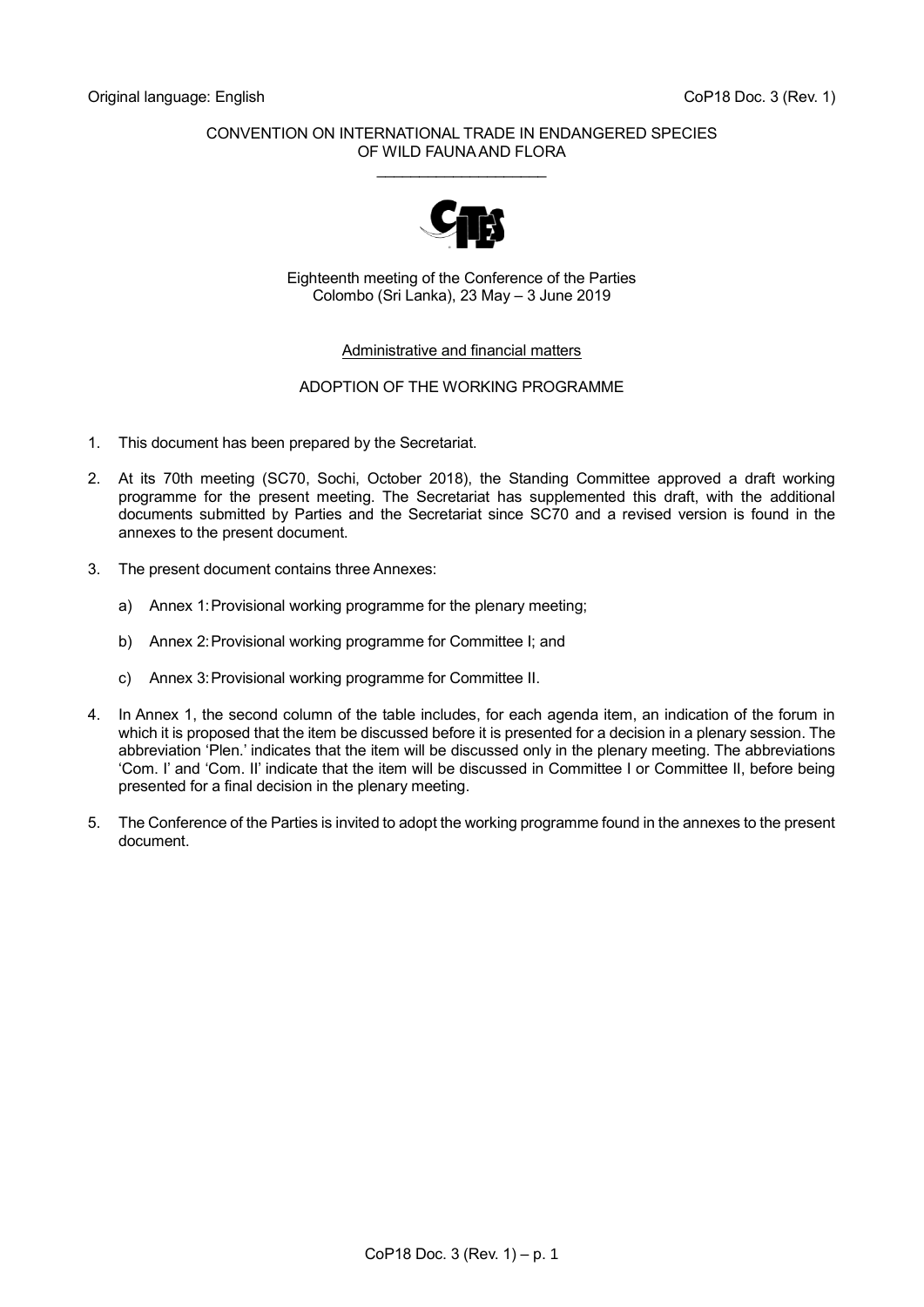Original language: English

CoP18 Doc. 3 (Rev. 1)

CONVENTION ON INTERNATIONAL TRADE IN ENDANGERED SPECIES OF WILD FAUNA AND FLORA

Eighteenth meeting of the Conference of the Parties
Colombo (Sri Lanka), 23 May – 3 June 2019

Administrative and financial matters

ADOPTION OF THE WORKING PROGRAMME

1. This document has been prepared by the Secretariat.

2. At its 70th meeting (SC70, Sochi, October 2018), the Standing Committee approved a draft working programme for the present meeting. The Secretariat has supplemented this draft, with the additional documents submitted by Parties and the Secretariat since SC70 and a revised version is found in the annexes to the present document.

3. The present document contains three Annexes:

   a) Annex 1: Provisional working programme for the plenary meeting;

   b) Annex 2: Provisional working programme for Committee I; and

   c) Annex 3: Provisional working programme for Committee II.

4. In Annex 1, the second column of the table includes, for each agenda item, an indication of the forum in which it is proposed that the item be discussed before it is presented for a decision in a plenary session. The abbreviation 'Plen.' indicates that the item will be discussed only in the plenary meeting. The abbreviations 'Com. I' and 'Com. II' indicate that the item will be discussed in Committee I or Committee II, before being presented for a final decision in the plenary meeting.

5. The Conference of the Parties is invited to adopt the working programme found in the annexes to the present document.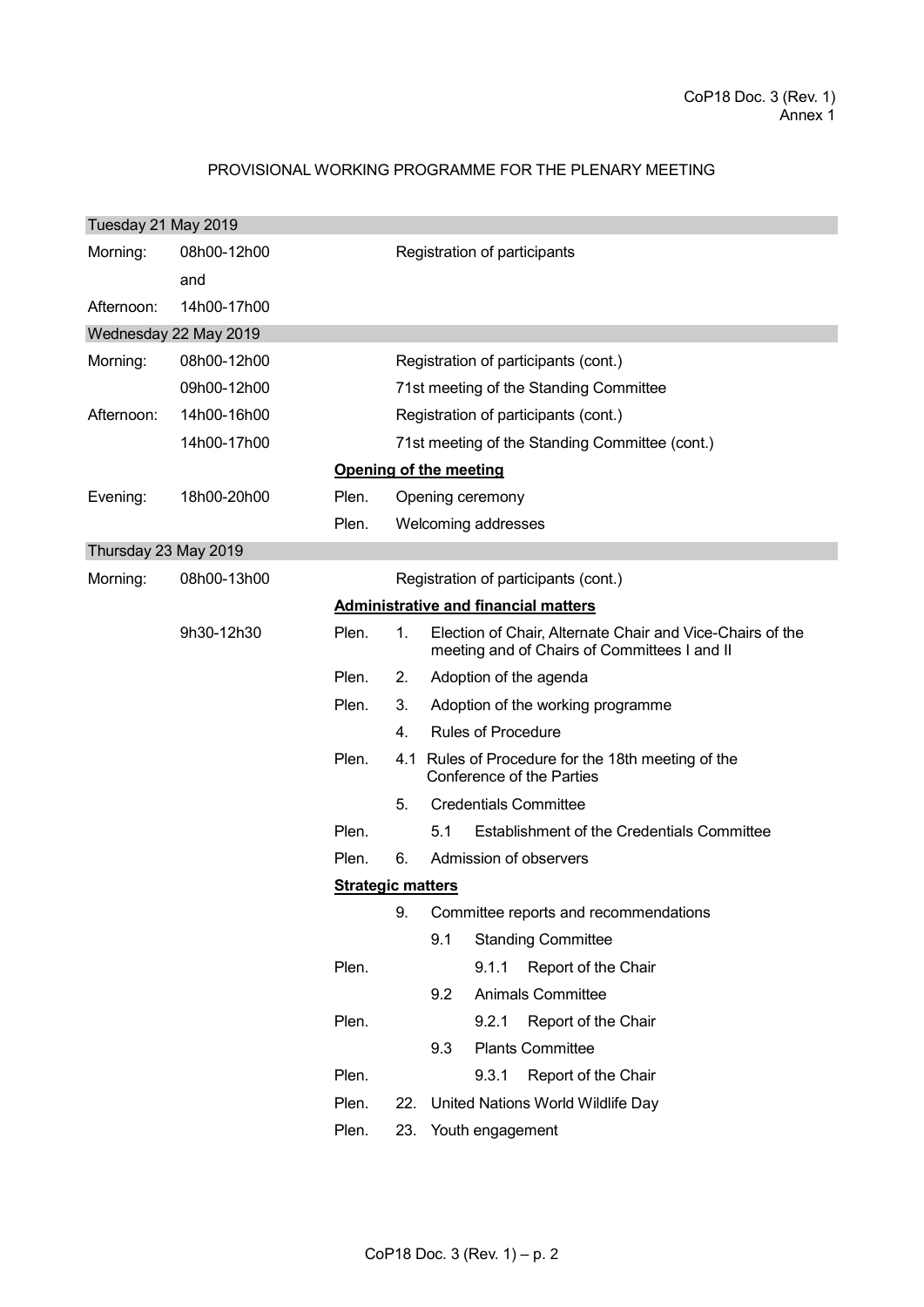CoP18 Doc. 3 (Rev. 1)
Annex 1

# PROVISIONAL WORKING PROGRAMME FOR THE PLENARY MEETING

| | | | |
|---|---|---|---|
| **Tuesday 21 May 2019** | | | |
| Morning: | 08h00-12h00 | | Registration of participants |
| | and | | |
| Afternoon: | 14h00-17h00 | | |
| **Wednesday 22 May 2019** | | | |
| Morning: | 08h00-12h00 | | Registration of participants (cont.) |
| | 09h00-12h00 | | 71st meeting of the Standing Committee |
| Afternoon: | 14h00-16h00 | | Registration of participants (cont.) |
| | 14h00-17h00 | | 71st meeting of the Standing Committee (cont.) |
| | | **Opening of the meeting** | |
| Evening: | 18h00-20h00 | Plen. | Opening ceremony |
| | | Plen. | Welcoming addresses |
| **Thursday 23 May 2019** | | | |
| Morning: | 08h00-13h00 | | Registration of participants (cont.) |
| | | **Administrative and financial matters** | |
| | 9h30-12h30 | Plen. | 1. Election of Chair, Alternate Chair and Vice-Chairs of the meeting and of Chairs of Committees I and II |
| | | Plen. | 2. Adoption of the agenda |
| | | Plen. | 3. Adoption of the working programme |
| | | | 4. Rules of Procedure |
| | | Plen. | 4.1 Rules of Procedure for the 18th meeting of the Conference of the Parties |
| | | | 5. Credentials Committee |
| | | Plen. | 5.1 Establishment of the Credentials Committee |
| | | Plen. | 6. Admission of observers |
| | | **Strategic matters** | |
| | | | 9. Committee reports and recommendations |
| | | | 9.1 Standing Committee |
| | | Plen. | 9.1.1 Report of the Chair |
| | | | 9.2 Animals Committee |
| | | Plen. | 9.2.1 Report of the Chair |
| | | | 9.3 Plants Committee |
| | | Plen. | 9.3.1 Report of the Chair |
| | | Plen. | 22. United Nations World Wildlife Day |
| | | Plen. | 23. Youth engagement |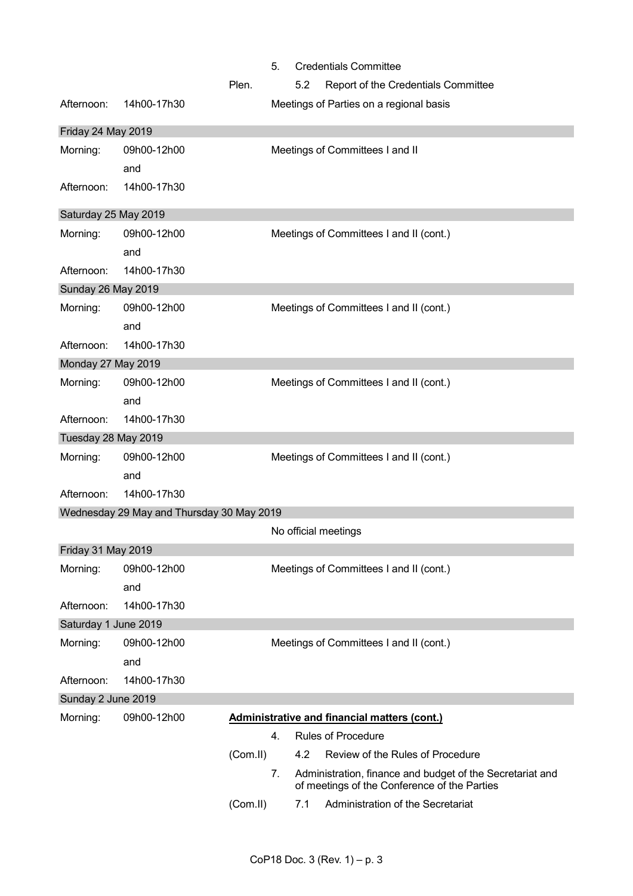| | | | | |
|---|---|---|---|---|
| | | | 5. | Credentials Committee |
| | | Plen. | 5.2 | Report of the Credentials Committee |
| Afternoon: | 14h00-17h30 | | | Meetings of Parties on a regional basis |
| **Friday 24 May 2019** | | | | |
| Morning: | 09h00-12h00 | | | Meetings of Committees I and II |
| | and | | | |
| Afternoon: | 14h00-17h30 | | | |
| **Saturday 25 May 2019** | | | | |
| Morning: | 09h00-12h00 | | | Meetings of Committees I and II (cont.) |
| | and | | | |
| Afternoon: | 14h00-17h30 | | | |
| **Sunday 26 May 2019** | | | | |
| Morning: | 09h00-12h00 | | | Meetings of Committees I and II (cont.) |
| | and | | | |
| Afternoon: | 14h00-17h30 | | | |
| **Monday 27 May 2019** | | | | |
| Morning: | 09h00-12h00 | | | Meetings of Committees I and II (cont.) |
| | and | | | |
| Afternoon: | 14h00-17h30 | | | |
| **Tuesday 28 May 2019** | | | | |
| Morning: | 09h00-12h00 | | | Meetings of Committees I and II (cont.) |
| | and | | | |
| Afternoon: | 14h00-17h30 | | | |
| **Wednesday 29 May and Thursday 30 May 2019** | | | | |
| | | | | No official meetings |
| **Friday 31 May 2019** | | | | |
| Morning: | 09h00-12h00 | | | Meetings of Committees I and II (cont.) |
| | and | | | |
| Afternoon: | 14h00-17h30 | | | |
| **Saturday 1 June 2019** | | | | |
| Morning: | 09h00-12h00 | | | Meetings of Committees I and II (cont.) |
| | and | | | |
| Afternoon: | 14h00-17h30 | | | |
| **Sunday 2 June 2019** | | | | |
| Morning: | 09h00-12h00 | **Administrative and financial matters (cont.)** | | |
| | | | 4. | Rules of Procedure |
| | | (Com.II) | 4.2 | Review of the Rules of Procedure |
| | | | 7. | Administration, finance and budget of the Secretariat and of meetings of the Conference of the Parties |
| | | (Com.II) | 7.1 | Administration of the Secretariat |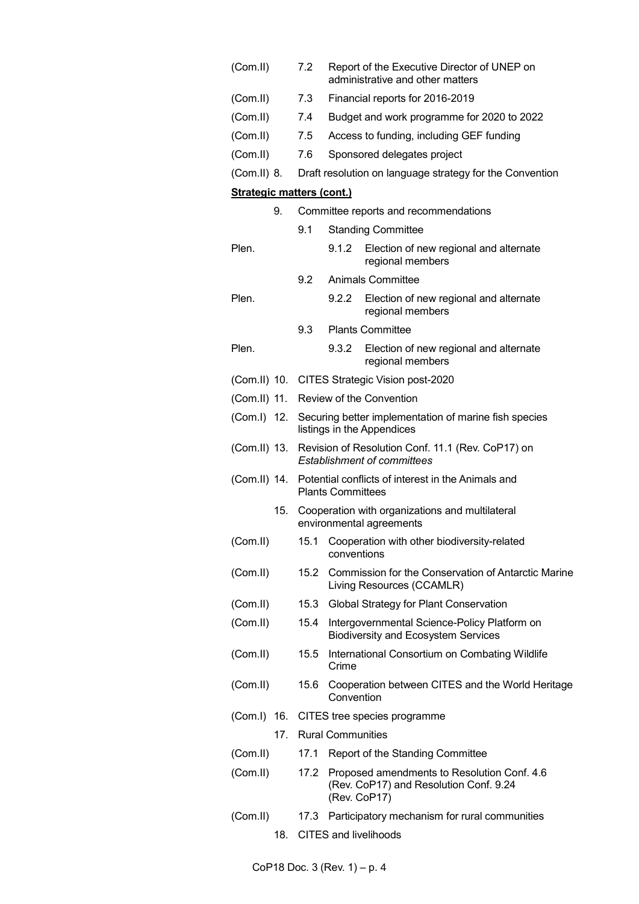(Com.II) 7.2 Report of the Executive Director of UNEP on administrative and other matters

(Com.II) 7.3 Financial reports for 2016-2019

(Com.II) 7.4 Budget and work programme for 2020 to 2022

(Com.II) 7.5 Access to funding, including GEF funding

(Com.II) 7.6 Sponsored delegates project

(Com.II) 8. Draft resolution on language strategy for the Convention

**Strategic matters (cont.)**

9. Committee reports and recommendations

9.1 Standing Committee

Plen. 9.1.2 Election of new regional and alternate regional members

9.2 Animals Committee

Plen. 9.2.2 Election of new regional and alternate regional members

9.3 Plants Committee

Plen. 9.3.2 Election of new regional and alternate regional members

(Com.II) 10. CITES Strategic Vision post-2020

(Com.II) 11. Review of the Convention

(Com.I) 12. Securing better implementation of marine fish species listings in the Appendices

(Com.II) 13. Revision of Resolution Conf. 11.1 (Rev. CoP17) on *Establishment of committees*

(Com.II) 14. Potential conflicts of interest in the Animals and Plants Committees

15. Cooperation with organizations and multilateral environmental agreements

(Com.II) 15.1 Cooperation with other biodiversity-related conventions

(Com.II) 15.2 Commission for the Conservation of Antarctic Marine Living Resources (CCAMLR)

(Com.II) 15.3 Global Strategy for Plant Conservation

(Com.II) 15.4 Intergovernmental Science-Policy Platform on Biodiversity and Ecosystem Services

(Com.II) 15.5 International Consortium on Combating Wildlife Crime

(Com.II) 15.6 Cooperation between CITES and the World Heritage Convention

(Com.I) 16. CITES tree species programme

17. Rural Communities

(Com.II) 17.1 Report of the Standing Committee

(Com.II) 17.2 Proposed amendments to Resolution Conf. 4.6 (Rev. CoP17) and Resolution Conf. 9.24 (Rev. CoP17)

(Com.II) 17.3 Participatory mechanism for rural communities

18. CITES and livelihoods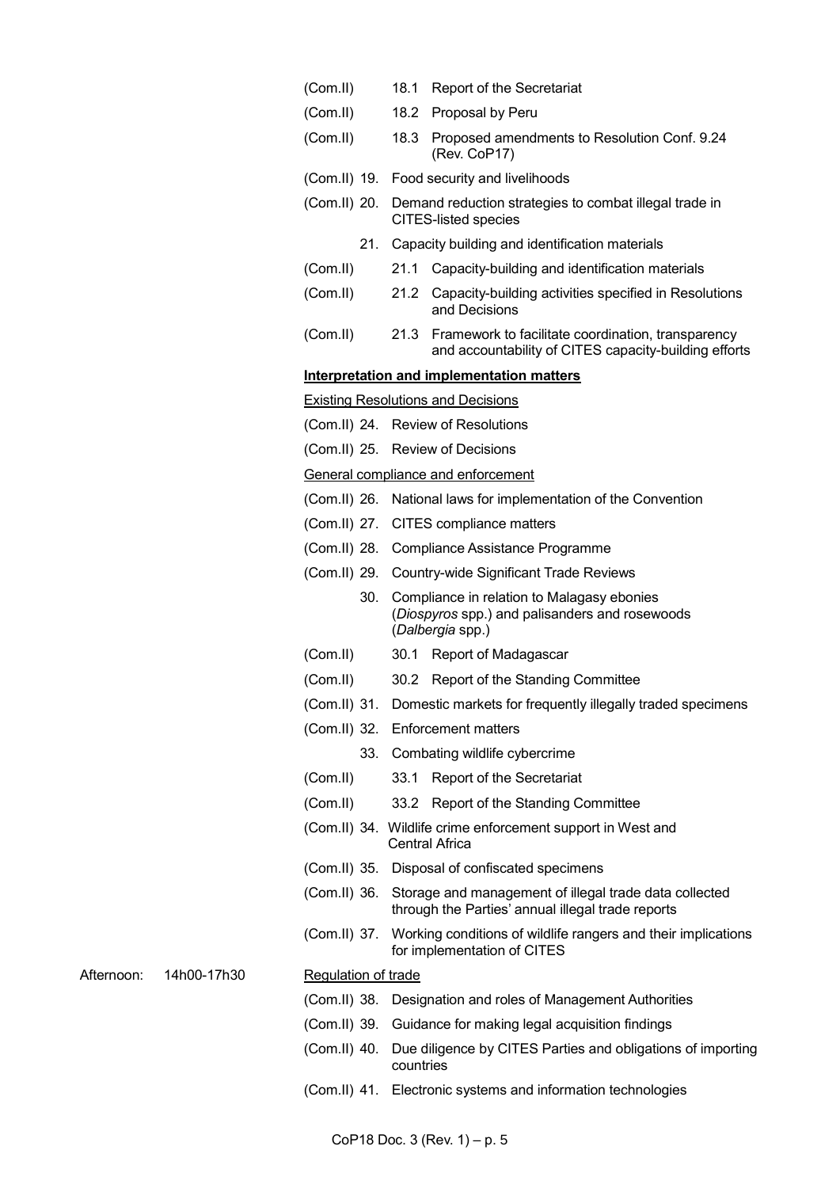(Com.II) 18.1 Report of the Secretariat

(Com.II) 18.2 Proposal by Peru

(Com.II) 18.3 Proposed amendments to Resolution Conf. 9.24 (Rev. CoP17)

(Com.II) 19. Food security and livelihoods

(Com.II) 20. Demand reduction strategies to combat illegal trade in CITES-listed species

21. Capacity building and identification materials

(Com.II) 21.1 Capacity-building and identification materials

(Com.II) 21.2 Capacity-building activities specified in Resolutions and Decisions

(Com.II) 21.3 Framework to facilitate coordination, transparency and accountability of CITES capacity-building efforts

**Interpretation and implementation matters**

Existing Resolutions and Decisions

(Com.II) 24. Review of Resolutions

(Com.II) 25. Review of Decisions

General compliance and enforcement

(Com.II) 26. National laws for implementation of the Convention

(Com.II) 27. CITES compliance matters

(Com.II) 28. Compliance Assistance Programme

(Com.II) 29. Country-wide Significant Trade Reviews

30. Compliance in relation to Malagasy ebonies (*Diospyros* spp.) and palisanders and rosewoods (*Dalbergia* spp.)

(Com.II) 30.1 Report of Madagascar

(Com.II) 30.2 Report of the Standing Committee

(Com.II) 31. Domestic markets for frequently illegally traded specimens

(Com.II) 32. Enforcement matters

33. Combating wildlife cybercrime

(Com.II) 33.1 Report of the Secretariat

(Com.II) 33.2 Report of the Standing Committee

(Com.II) 34. Wildlife crime enforcement support in West and Central Africa

(Com.II) 35. Disposal of confiscated specimens

(Com.II) 36. Storage and management of illegal trade data collected through the Parties' annual illegal trade reports

(Com.II) 37. Working conditions of wildlife rangers and their implications for implementation of CITES

Afternoon: 14h00-17h30

Regulation of trade

(Com.II) 38. Designation and roles of Management Authorities

(Com.II) 39. Guidance for making legal acquisition findings

(Com.II) 40. Due diligence by CITES Parties and obligations of importing countries

(Com.II) 41. Electronic systems and information technologies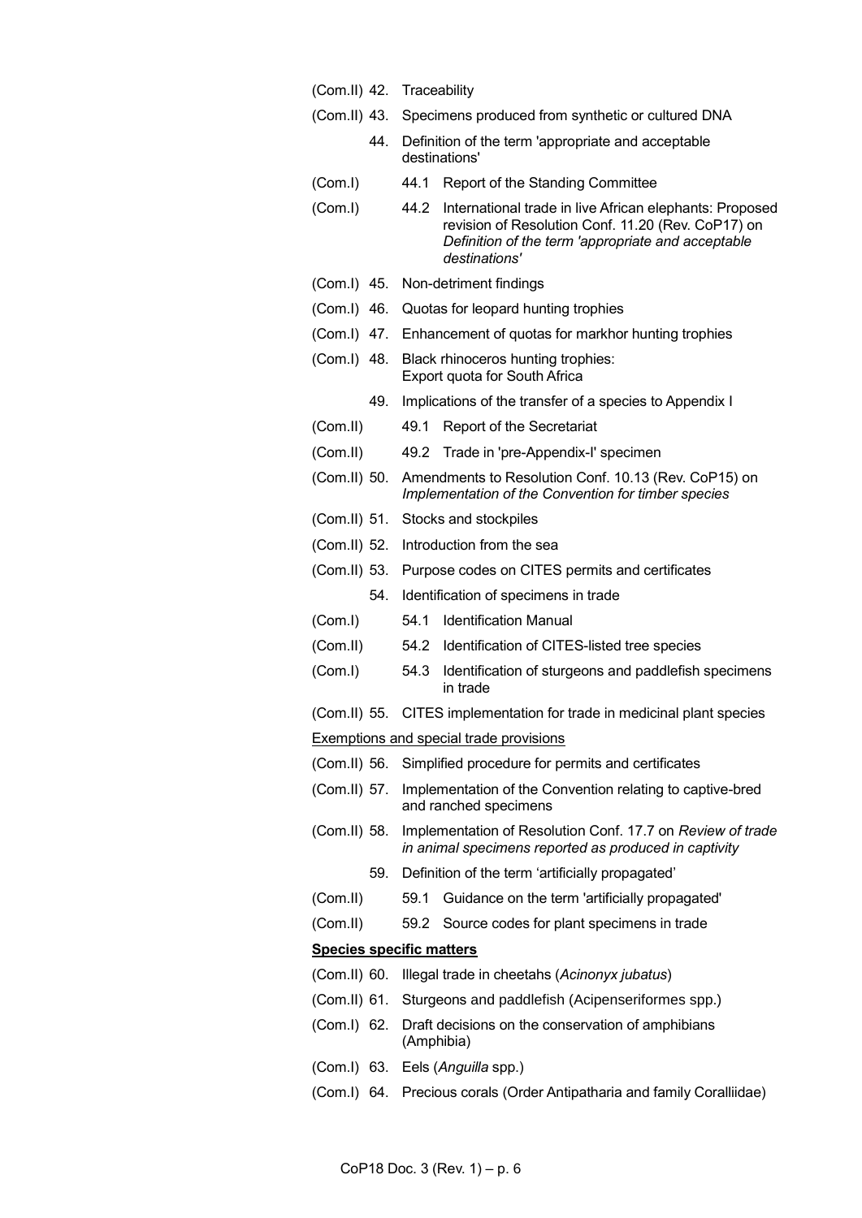(Com.II) 42. Traceability

(Com.II) 43. Specimens produced from synthetic or cultured DNA

44. Definition of the term 'appropriate and acceptable destinations'

(Com.I) 44.1 Report of the Standing Committee

(Com.I) 44.2 International trade in live African elephants: Proposed revision of Resolution Conf. 11.20 (Rev. CoP17) on *Definition of the term 'appropriate and acceptable destinations'*

(Com.I) 45. Non-detriment findings

(Com.I) 46. Quotas for leopard hunting trophies

(Com.I) 47. Enhancement of quotas for markhor hunting trophies

(Com.I) 48. Black rhinoceros hunting trophies: Export quota for South Africa

49. Implications of the transfer of a species to Appendix I

(Com.II) 49.1 Report of the Secretariat

(Com.II) 49.2 Trade in 'pre-Appendix-I' specimen

(Com.II) 50. Amendments to Resolution Conf. 10.13 (Rev. CoP15) on *Implementation of the Convention for timber species*

(Com.II) 51. Stocks and stockpiles

(Com.II) 52. Introduction from the sea

(Com.II) 53. Purpose codes on CITES permits and certificates

54. Identification of specimens in trade

(Com.I) 54.1 Identification Manual

(Com.II) 54.2 Identification of CITES-listed tree species

(Com.I) 54.3 Identification of sturgeons and paddlefish specimens in trade

(Com.II) 55. CITES implementation for trade in medicinal plant species

Exemptions and special trade provisions

(Com.II) 56. Simplified procedure for permits and certificates

(Com.II) 57. Implementation of the Convention relating to captive-bred and ranched specimens

(Com.II) 58. Implementation of Resolution Conf. 17.7 on *Review of trade in animal specimens reported as produced in captivity*

59. Definition of the term 'artificially propagated'

(Com.II) 59.1 Guidance on the term 'artificially propagated'

(Com.II) 59.2 Source codes for plant specimens in trade

**Species specific matters**

(Com.II) 60. Illegal trade in cheetahs (*Acinonyx jubatus*)

(Com.II) 61. Sturgeons and paddlefish (Acipenseriformes spp.)

(Com.I) 62. Draft decisions on the conservation of amphibians (Amphibia)

(Com.I) 63. Eels (*Anguilla* spp.)

(Com.I) 64. Precious corals (Order Antipatharia and family Coralliidae)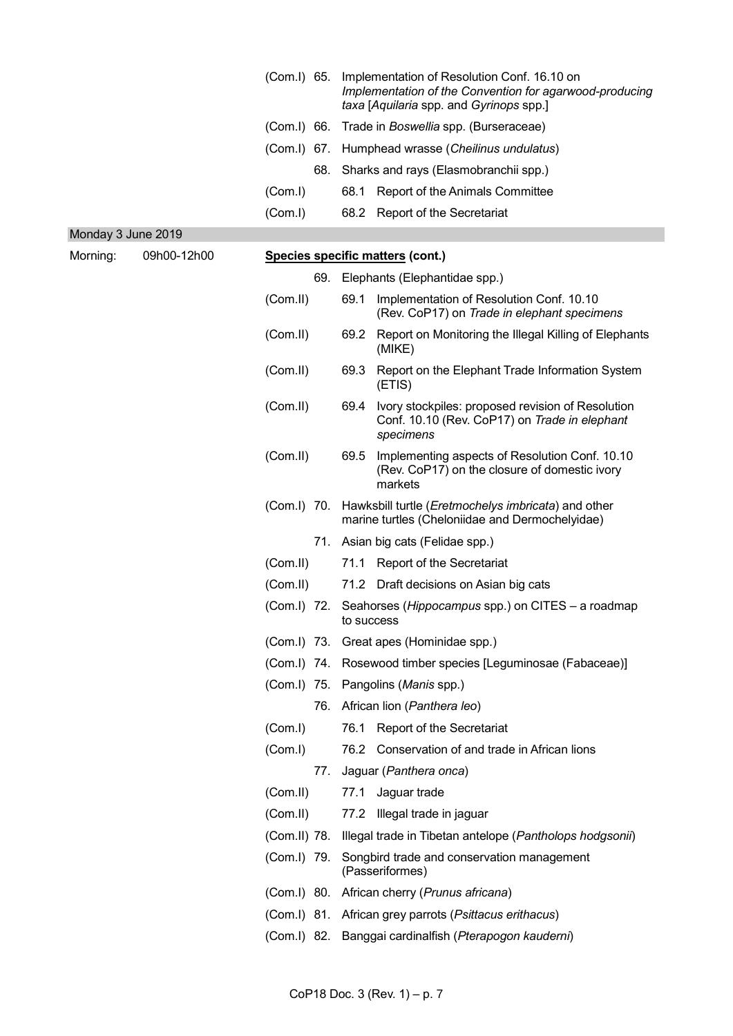(Com.I) 65. Implementation of Resolution Conf. 16.10 on *Implementation of the Convention for agarwood-producing taxa* [*Aquilaria* spp. and *Gyrinops* spp.]

(Com.I) 66. Trade in *Boswellia* spp. (Burseraceae)

(Com.I) 67. Humphead wrasse (*Cheilinus undulatus*)

68. Sharks and rays (Elasmobranchii spp.)

(Com.I) 68.1 Report of the Animals Committee

(Com.I) 68.2 Report of the Secretariat

**Monday 3 June 2019**

Morning: 09h00-12h00 **Species specific matters (cont.)**

69. Elephants (Elephantidae spp.)

(Com.II) 69.1 Implementation of Resolution Conf. 10.10 (Rev. CoP17) on *Trade in elephant specimens*

(Com.II) 69.2 Report on Monitoring the Illegal Killing of Elephants (MIKE)

(Com.II) 69.3 Report on the Elephant Trade Information System (ETIS)

(Com.II) 69.4 Ivory stockpiles: proposed revision of Resolution Conf. 10.10 (Rev. CoP17) on *Trade in elephant specimens*

(Com.II) 69.5 Implementing aspects of Resolution Conf. 10.10 (Rev. CoP17) on the closure of domestic ivory markets

(Com.I) 70. Hawksbill turtle (*Eretmochelys imbricata*) and other marine turtles (Cheloniidae and Dermochelyidae)

71. Asian big cats (Felidae spp.)

(Com.II) 71.1 Report of the Secretariat

(Com.II) 71.2 Draft decisions on Asian big cats

(Com.I) 72. Seahorses (*Hippocampus* spp.) on CITES – a roadmap to success

(Com.I) 73. Great apes (Hominidae spp.)

(Com.I) 74. Rosewood timber species [Leguminosae (Fabaceae)]

(Com.I) 75. Pangolins (*Manis* spp.)

76. African lion (*Panthera leo*)

(Com.I) 76.1 Report of the Secretariat

(Com.I) 76.2 Conservation of and trade in African lions

77. Jaguar (*Panthera onca*)

(Com.II) 77.1 Jaguar trade

(Com.II) 77.2 Illegal trade in jaguar

(Com.II) 78. Illegal trade in Tibetan antelope (*Pantholops hodgsonii*)

(Com.I) 79. Songbird trade and conservation management (Passeriformes)

(Com.I) 80. African cherry (*Prunus africana*)

(Com.I) 81. African grey parrots (*Psittacus erithacus*)

(Com.I) 82. Banggai cardinalfish (*Pterapogon kauderni*)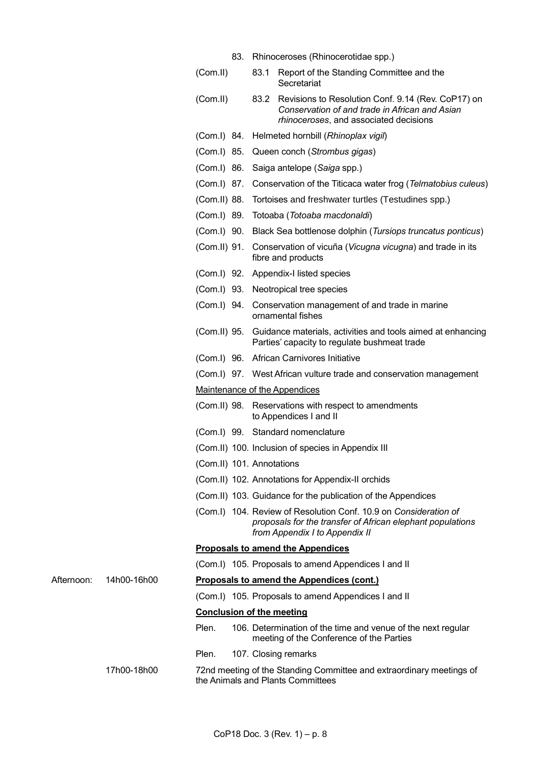83. Rhinoceroses (Rhinocerotidae spp.)

(Com.II) 83.1 Report of the Standing Committee and the Secretariat

(Com.II) 83.2 Revisions to Resolution Conf. 9.14 (Rev. CoP17) on *Conservation of and trade in African and Asian rhinoceroses*, and associated decisions

(Com.I) 84. Helmeted hornbill (*Rhinoplax vigil*)

(Com.I) 85. Queen conch (*Strombus gigas*)

(Com.I) 86. Saiga antelope (*Saiga* spp.)

(Com.I) 87. Conservation of the Titicaca water frog (*Telmatobius culeus*)

(Com.II) 88. Tortoises and freshwater turtles (Testudines spp.)

(Com.I) 89. Totoaba (*Totoaba macdonaldi*)

(Com.I) 90. Black Sea bottlenose dolphin (*Tursiops truncatus ponticus*)

(Com.II) 91. Conservation of vicuña (*Vicugna vicugna*) and trade in its fibre and products

(Com.I) 92. Appendix-I listed species

(Com.I) 93. Neotropical tree species

(Com.I) 94. Conservation management of and trade in marine ornamental fishes

(Com.II) 95. Guidance materials, activities and tools aimed at enhancing Parties' capacity to regulate bushmeat trade

(Com.I) 96. African Carnivores Initiative

(Com.I) 97. West African vulture trade and conservation management

Maintenance of the Appendices

(Com.II) 98. Reservations with respect to amendments to Appendices I and II

(Com.I) 99. Standard nomenclature

(Com.II) 100. Inclusion of species in Appendix III

(Com.II) 101. Annotations

(Com.II) 102. Annotations for Appendix-II orchids

(Com.II) 103. Guidance for the publication of the Appendices

(Com.I) 104. Review of Resolution Conf. 10.9 on *Consideration of proposals for the transfer of African elephant populations from Appendix I to Appendix II*

**Proposals to amend the Appendices**

(Com.I) 105. Proposals to amend Appendices I and II

Afternoon: 14h00-16h00

**Proposals to amend the Appendices (cont.)**

(Com.I) 105. Proposals to amend Appendices I and II

**Conclusion of the meeting**

Plen. 106. Determination of the time and venue of the next regular meeting of the Conference of the Parties

Plen. 107. Closing remarks

17h00-18h00

72nd meeting of the Standing Committee and extraordinary meetings of the Animals and Plants Committees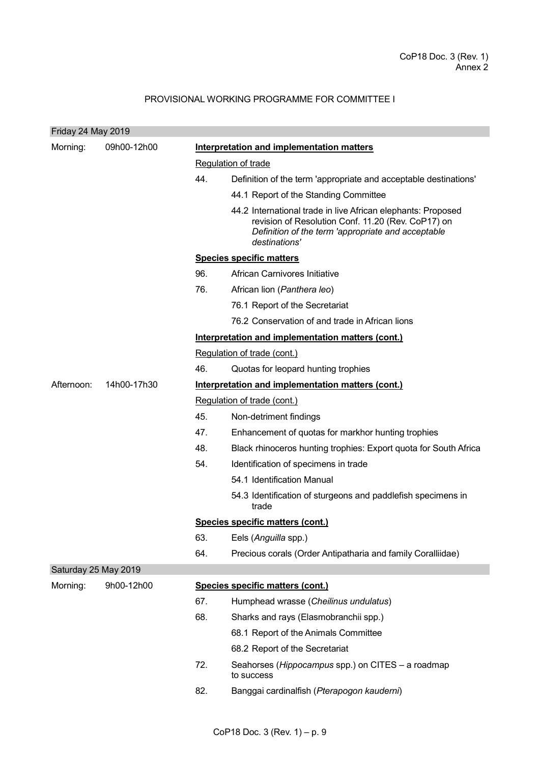CoP18 Doc. 3 (Rev. 1)
Annex 2

## PROVISIONAL WORKING PROGRAMME FOR COMMITTEE I

### Friday 24 May 2019

**Morning: 09h00-12h00**

**<u>Interpretation and implementation matters</u>**

<u>Regulation of trade</u>

44. Definition of the term 'appropriate and acceptable destinations'
    - 44.1 Report of the Standing Committee
    - 44.2 International trade in live African elephants: Proposed revision of Resolution Conf. 11.20 (Rev. CoP17) on *Definition of the term 'appropriate and acceptable destinations'*

**<u>Species specific matters</u>**

96. African Carnivores Initiative
76. African lion (*Panthera leo*)
    - 76.1 Report of the Secretariat
    - 76.2 Conservation of and trade in African lions

**<u>Interpretation and implementation matters (cont.)</u>**

<u>Regulation of trade (cont.)</u>

46. Quotas for leopard hunting trophies

**Afternoon: 14h00-17h30**

**<u>Interpretation and implementation matters (cont.)</u>**

<u>Regulation of trade (cont.)</u>

45. Non-detriment findings
47. Enhancement of quotas for markhor hunting trophies
48. Black rhinoceros hunting trophies: Export quota for South Africa
54. Identification of specimens in trade
    - 54.1 Identification Manual
    - 54.3 Identification of sturgeons and paddlefish specimens in trade

**<u>Species specific matters (cont.)</u>**

63. Eels (*Anguilla* spp.)
64. Precious corals (Order Antipatharia and family Coralliidae)

### Saturday 25 May 2019

**Morning: 9h00-12h00**

**<u>Species specific matters (cont.)</u>**

67. Humphead wrasse (*Cheilinus undulatus*)
68. Sharks and rays (Elasmobranchii spp.)
    - 68.1 Report of the Animals Committee
    - 68.2 Report of the Secretariat
72. Seahorses (*Hippocampus* spp.) on CITES – a roadmap to success
82. Banggai cardinalfish (*Pterapogon kauderni*)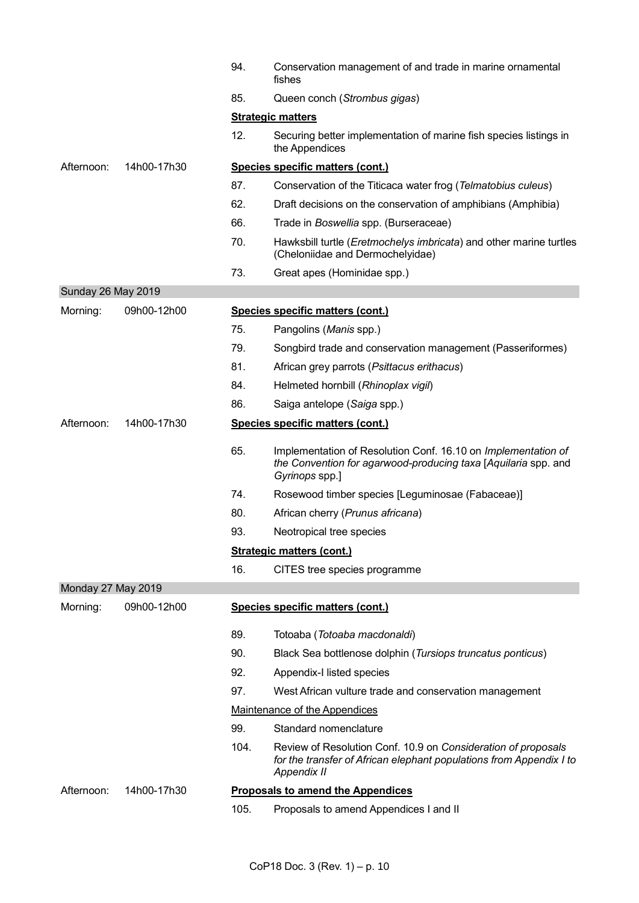| | | | |
|---|---|---|---|
| | | 94. | Conservation management of and trade in marine ornamental fishes |
| | | 85. | Queen conch (*Strombus gigas*) |
| | | | **Strategic matters** |
| | | 12. | Securing better implementation of marine fish species listings in the Appendices |
| Afternoon: | 14h00-17h30 | | **Species specific matters (cont.)** |
| | | 87. | Conservation of the Titicaca water frog (*Telmatobius culeus*) |
| | | 62. | Draft decisions on the conservation of amphibians (Amphibia) |
| | | 66. | Trade in *Boswellia* spp. (Burseraceae) |
| | | 70. | Hawksbill turtle (*Eretmochelys imbricata*) and other marine turtles (Cheloniidae and Dermochelyidae) |
| | | 73. | Great apes (Hominidae spp.) |
| **Sunday 26 May 2019** | | | |
| Morning: | 09h00-12h00 | | **Species specific matters (cont.)** |
| | | 75. | Pangolins (*Manis* spp.) |
| | | 79. | Songbird trade and conservation management (Passeriformes) |
| | | 81. | African grey parrots (*Psittacus erithacus*) |
| | | 84. | Helmeted hornbill (*Rhinoplax vigil*) |
| | | 86. | Saiga antelope (*Saiga* spp.) |
| Afternoon: | 14h00-17h30 | | **Species specific matters (cont.)** |
| | | 65. | Implementation of Resolution Conf. 16.10 on *Implementation of the Convention for agarwood-producing taxa* [*Aquilaria* spp. and *Gyrinops* spp.] |
| | | 74. | Rosewood timber species [Leguminosae (Fabaceae)] |
| | | 80. | African cherry (*Prunus africana*) |
| | | 93. | Neotropical tree species |
| | | | **Strategic matters (cont.)** |
| | | 16. | CITES tree species programme |
| **Monday 27 May 2019** | | | |
| Morning: | 09h00-12h00 | | **Species specific matters (cont.)** |
| | | 89. | Totoaba (*Totoaba macdonaldi*) |
| | | 90. | Black Sea bottlenose dolphin (*Tursiops truncatus ponticus*) |
| | | 92. | Appendix-I listed species |
| | | 97. | West African vulture trade and conservation management |
| | | | Maintenance of the Appendices |
| | | 99. | Standard nomenclature |
| | | 104. | Review of Resolution Conf. 10.9 on *Consideration of proposals for the transfer of African elephant populations from Appendix I to Appendix II* |
| Afternoon: | 14h00-17h30 | | **Proposals to amend the Appendices** |
| | | 105. | Proposals to amend Appendices I and II |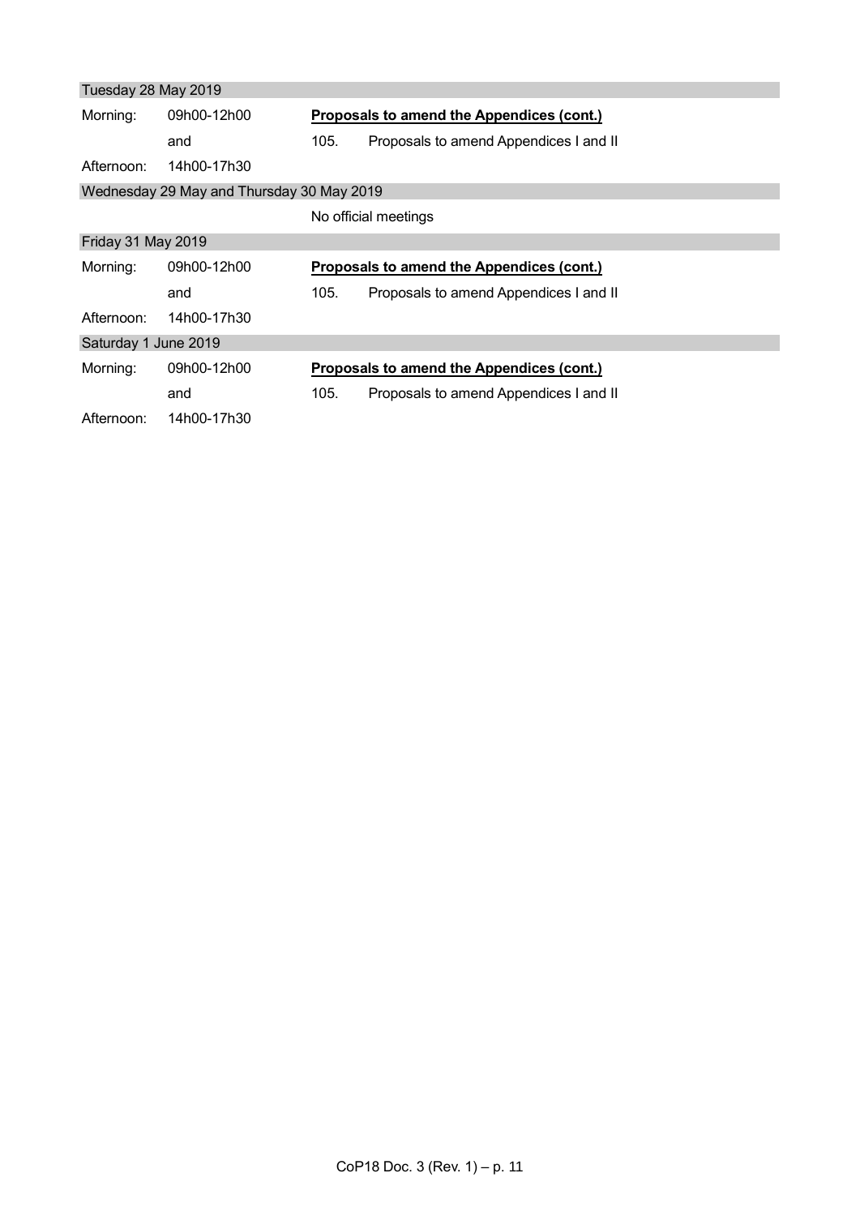| Tuesday 28 May 2019 | | | |
|---|---|---|---|
| Morning: | 09h00-12h00 | **Proposals to amend the Appendices (cont.)** | |
| | and | 105. | Proposals to amend Appendices I and II |
| Afternoon: | 14h00-17h30 | | |
| **Wednesday 29 May and Thursday 30 May 2019** | | | |
| | | No official meetings | |
| **Friday 31 May 2019** | | | |
| Morning: | 09h00-12h00 | **Proposals to amend the Appendices (cont.)** | |
| | and | 105. | Proposals to amend Appendices I and II |
| Afternoon: | 14h00-17h30 | | |
| **Saturday 1 June 2019** | | | |
| Morning: | 09h00-12h00 | **Proposals to amend the Appendices (cont.)** | |
| | and | 105. | Proposals to amend Appendices I and II |
| Afternoon: | 14h00-17h30 | | |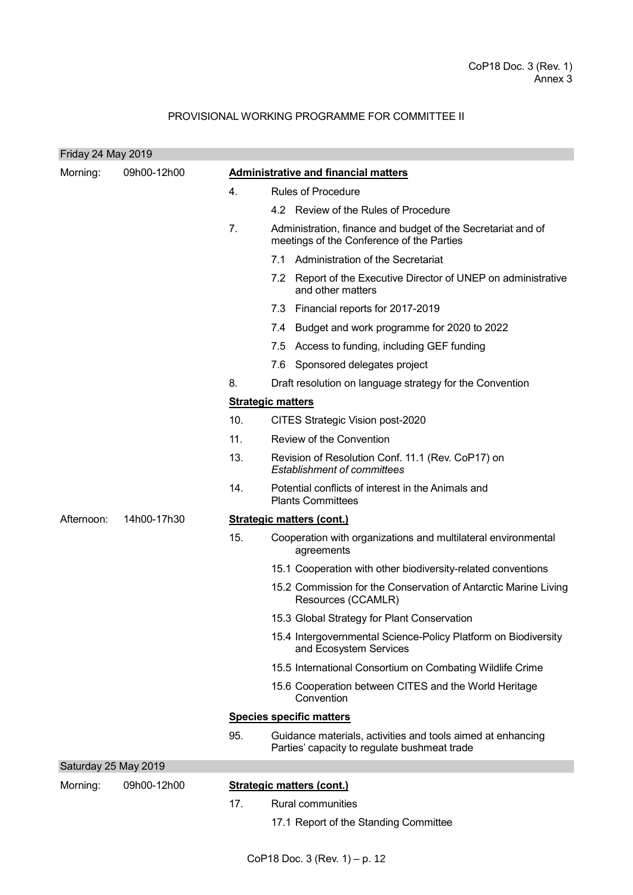CoP18 Doc. 3 (Rev. 1)
Annex 3

## PROVISIONAL WORKING PROGRAMME FOR COMMITTEE II

### Friday 24 May 2019

**Morning: 09h00-12h00**

**Administrative and financial matters**

4. Rules of Procedure
   - 4.2 Review of the Rules of Procedure
7. Administration, finance and budget of the Secretariat and of meetings of the Conference of the Parties
   - 7.1 Administration of the Secretariat
   - 7.2 Report of the Executive Director of UNEP on administrative and other matters
   - 7.3 Financial reports for 2017-2019
   - 7.4 Budget and work programme for 2020 to 2022
   - 7.5 Access to funding, including GEF funding
   - 7.6 Sponsored delegates project
8. Draft resolution on language strategy for the Convention

**Strategic matters**

10. CITES Strategic Vision post-2020
11. Review of the Convention
13. Revision of Resolution Conf. 11.1 (Rev. CoP17) on *Establishment of committees*
14. Potential conflicts of interest in the Animals and Plants Committees

**Afternoon: 14h00-17h30**

**Strategic matters (cont.)**

15. Cooperation with organizations and multilateral environmental agreements
   - 15.1 Cooperation with other biodiversity-related conventions
   - 15.2 Commission for the Conservation of Antarctic Marine Living Resources (CCAMLR)
   - 15.3 Global Strategy for Plant Conservation
   - 15.4 Intergovernmental Science-Policy Platform on Biodiversity and Ecosystem Services
   - 15.5 International Consortium on Combating Wildlife Crime
   - 15.6 Cooperation between CITES and the World Heritage Convention

**Species specific matters**

95. Guidance materials, activities and tools aimed at enhancing Parties' capacity to regulate bushmeat trade

### Saturday 25 May 2019

**Morning: 09h00-12h00**

**Strategic matters (cont.)**

17. Rural communities
   - 17.1 Report of the Standing Committee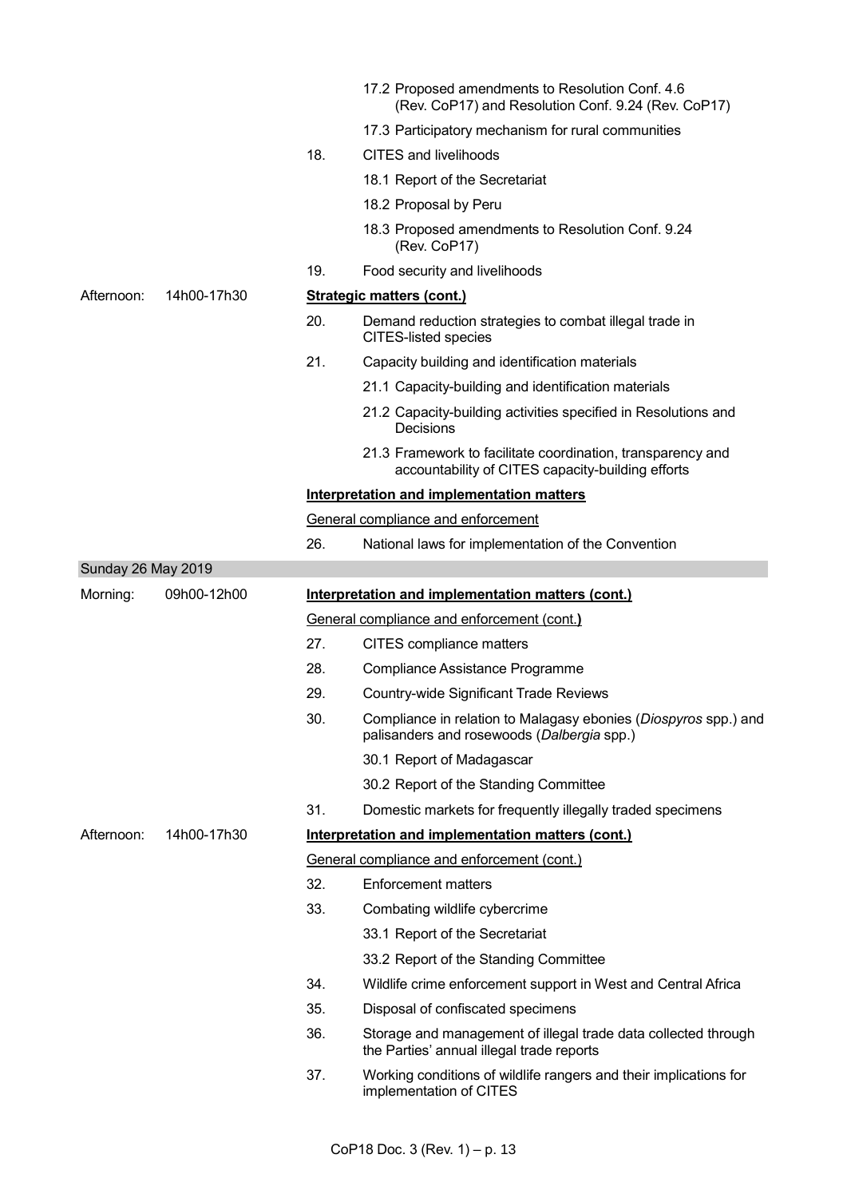| | | | |
|---|---|---|---|
| | | | 17.2 Proposed amendments to Resolution Conf. 4.6 (Rev. CoP17) and Resolution Conf. 9.24 (Rev. CoP17) |
| | | | 17.3 Participatory mechanism for rural communities |
| | | 18. | CITES and livelihoods |
| | | | 18.1 Report of the Secretariat |
| | | | 18.2 Proposal by Peru |
| | | | 18.3 Proposed amendments to Resolution Conf. 9.24 (Rev. CoP17) |
| | | 19. | Food security and livelihoods |
| Afternoon: | 14h00-17h30 | **Strategic matters (cont.)** | |
| | | 20. | Demand reduction strategies to combat illegal trade in CITES-listed species |
| | | 21. | Capacity building and identification materials |
| | | | 21.1 Capacity-building and identification materials |
| | | | 21.2 Capacity-building activities specified in Resolutions and Decisions |
| | | | 21.3 Framework to facilitate coordination, transparency and accountability of CITES capacity-building efforts |
| | | **Interpretation and implementation matters** | |
| | | General compliance and enforcement | |
| | | 26. | National laws for implementation of the Convention |
| **Sunday 26 May 2019** | | | |
| Morning: | 09h00-12h00 | **Interpretation and implementation matters (cont.)** | |
| | | General compliance and enforcement (cont.) | |
| | | 27. | CITES compliance matters |
| | | 28. | Compliance Assistance Programme |
| | | 29. | Country-wide Significant Trade Reviews |
| | | 30. | Compliance in relation to Malagasy ebonies (*Diospyros* spp.) and palisanders and rosewoods (*Dalbergia* spp.) |
| | | | 30.1 Report of Madagascar |
| | | | 30.2 Report of the Standing Committee |
| | | 31. | Domestic markets for frequently illegally traded specimens |
| Afternoon: | 14h00-17h30 | **Interpretation and implementation matters (cont.)** | |
| | | General compliance and enforcement (cont.) | |
| | | 32. | Enforcement matters |
| | | 33. | Combating wildlife cybercrime |
| | | | 33.1 Report of the Secretariat |
| | | | 33.2 Report of the Standing Committee |
| | | 34. | Wildlife crime enforcement support in West and Central Africa |
| | | 35. | Disposal of confiscated specimens |
| | | 36. | Storage and management of illegal trade data collected through the Parties' annual illegal trade reports |
| | | 37. | Working conditions of wildlife rangers and their implications for implementation of CITES |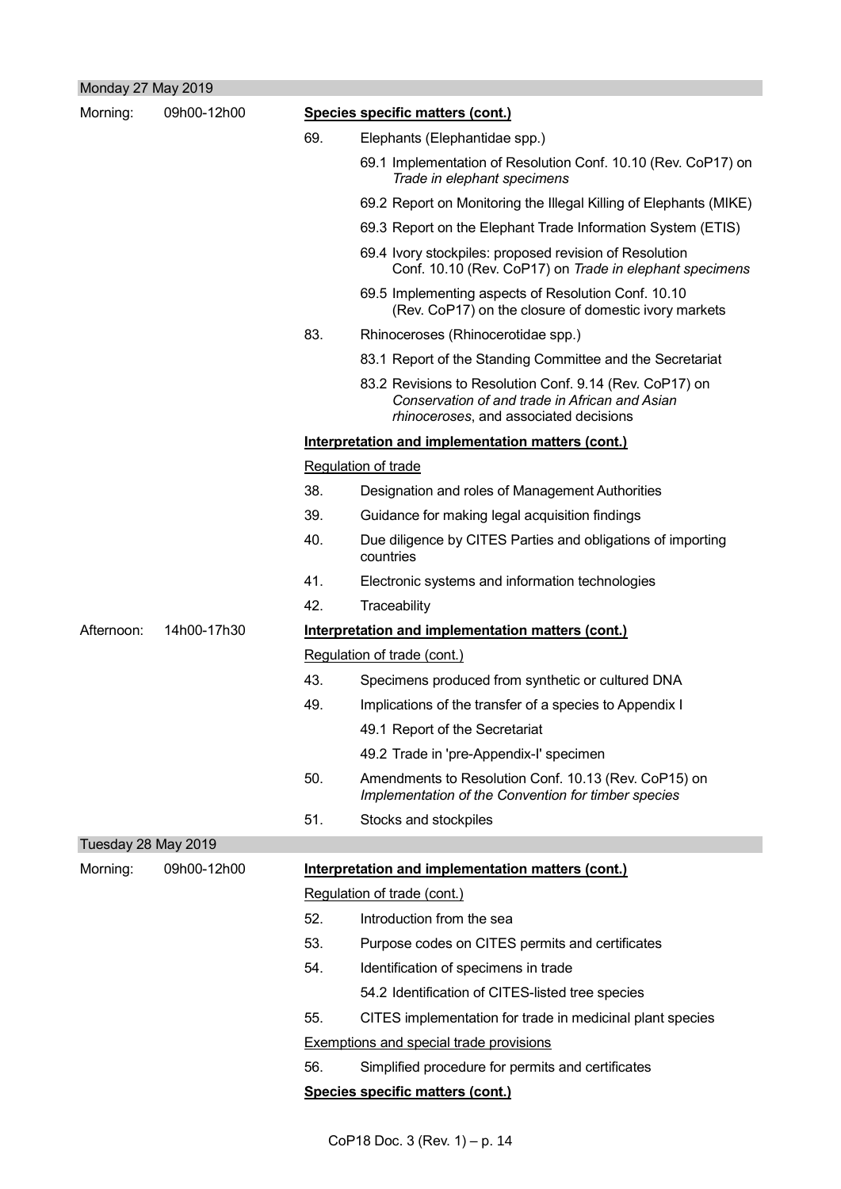**Monday 27 May 2019**

| | | | |
|---|---|---|---|
| Morning: | 09h00-12h00 | | **Species specific matters (cont.)** |
| | | 69. | Elephants (Elephantidae spp.) |
| | | | 69.1 Implementation of Resolution Conf. 10.10 (Rev. CoP17) on *Trade in elephant specimens* |
| | | | 69.2 Report on Monitoring the Illegal Killing of Elephants (MIKE) |
| | | | 69.3 Report on the Elephant Trade Information System (ETIS) |
| | | | 69.4 Ivory stockpiles: proposed revision of Resolution Conf. 10.10 (Rev. CoP17) on *Trade in elephant specimens* |
| | | | 69.5 Implementing aspects of Resolution Conf. 10.10 (Rev. CoP17) on the closure of domestic ivory markets |
| | | 83. | Rhinoceroses (Rhinocerotidae spp.) |
| | | | 83.1 Report of the Standing Committee and the Secretariat |
| | | | 83.2 Revisions to Resolution Conf. 9.14 (Rev. CoP17) on *Conservation of and trade in African and Asian rhinoceroses*, and associated decisions |
| | | | **Interpretation and implementation matters (cont.)** |
| | | | Regulation of trade |
| | | 38. | Designation and roles of Management Authorities |
| | | 39. | Guidance for making legal acquisition findings |
| | | 40. | Due diligence by CITES Parties and obligations of importing countries |
| | | 41. | Electronic systems and information technologies |
| | | 42. | Traceability |
| Afternoon: | 14h00-17h30 | | **Interpretation and implementation matters (cont.)** |
| | | | Regulation of trade (cont.) |
| | | 43. | Specimens produced from synthetic or cultured DNA |
| | | 49. | Implications of the transfer of a species to Appendix I |
| | | | 49.1 Report of the Secretariat |
| | | | 49.2 Trade in 'pre-Appendix-I' specimen |
| | | 50. | Amendments to Resolution Conf. 10.13 (Rev. CoP15) on *Implementation of the Convention for timber species* |
| | | 51. | Stocks and stockpiles |

**Tuesday 28 May 2019**

| | | | |
|---|---|---|---|
| Morning: | 09h00-12h00 | | **Interpretation and implementation matters (cont.)** |
| | | | Regulation of trade (cont.) |
| | | 52. | Introduction from the sea |
| | | 53. | Purpose codes on CITES permits and certificates |
| | | 54. | Identification of specimens in trade |
| | | | 54.2 Identification of CITES-listed tree species |
| | | 55. | CITES implementation for trade in medicinal plant species |
| | | | Exemptions and special trade provisions |
| | | 56. | Simplified procedure for permits and certificates |
| | | | **Species specific matters (cont.)** |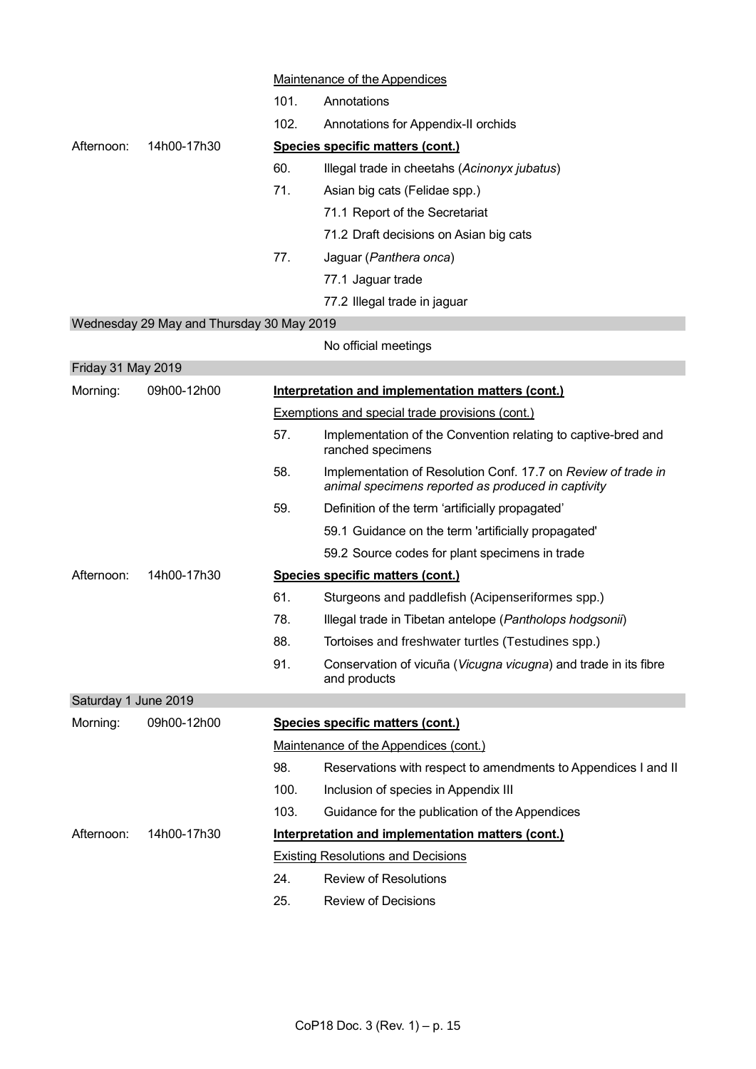| | | | |
|---|---|---|---|
| | | <u>Maintenance of the Appendices</u> | |
| | | 101. | Annotations |
| | | 102. | Annotations for Appendix-II orchids |
| Afternoon: | 14h00-17h30 | **<u>Species specific matters (cont.)</u>** | |
| | | 60. | Illegal trade in cheetahs (*Acinonyx jubatus*) |
| | | 71. | Asian big cats (Felidae spp.) |
| | | | 71.1 Report of the Secretariat |
| | | | 71.2 Draft decisions on Asian big cats |
| | | 77. | Jaguar (*Panthera onca*) |
| | | | 77.1 Jaguar trade |
| | | | 77.2 Illegal trade in jaguar |
| **Wednesday 29 May and Thursday 30 May 2019** | | | |
| | | | No official meetings |
| **Friday 31 May 2019** | | | |
| Morning: | 09h00-12h00 | **<u>Interpretation and implementation matters (cont.)</u>** | |
| | | <u>Exemptions and special trade provisions (cont.)</u> | |
| | | 57. | Implementation of the Convention relating to captive-bred and ranched specimens |
| | | 58. | Implementation of Resolution Conf. 17.7 on *Review of trade in animal specimens reported as produced in captivity* |
| | | 59. | Definition of the term 'artificially propagated' |
| | | | 59.1 Guidance on the term 'artificially propagated' |
| | | | 59.2 Source codes for plant specimens in trade |
| Afternoon: | 14h00-17h30 | **<u>Species specific matters (cont.)</u>** | |
| | | 61. | Sturgeons and paddlefish (Acipenseriformes spp.) |
| | | 78. | Illegal trade in Tibetan antelope (*Pantholops hodgsonii*) |
| | | 88. | Tortoises and freshwater turtles (Testudines spp.) |
| | | 91. | Conservation of vicuña (*Vicugna vicugna*) and trade in its fibre and products |
| **Saturday 1 June 2019** | | | |
| Morning: | 09h00-12h00 | **<u>Species specific matters (cont.)</u>** | |
| | | <u>Maintenance of the Appendices (cont.)</u> | |
| | | 98. | Reservations with respect to amendments to Appendices I and II |
| | | 100. | Inclusion of species in Appendix III |
| | | 103. | Guidance for the publication of the Appendices |
| Afternoon: | 14h00-17h30 | **<u>Interpretation and implementation matters (cont.)</u>** | |
| | | <u>Existing Resolutions and Decisions</u> | |
| | | 24. | Review of Resolutions |
| | | 25. | Review of Decisions |